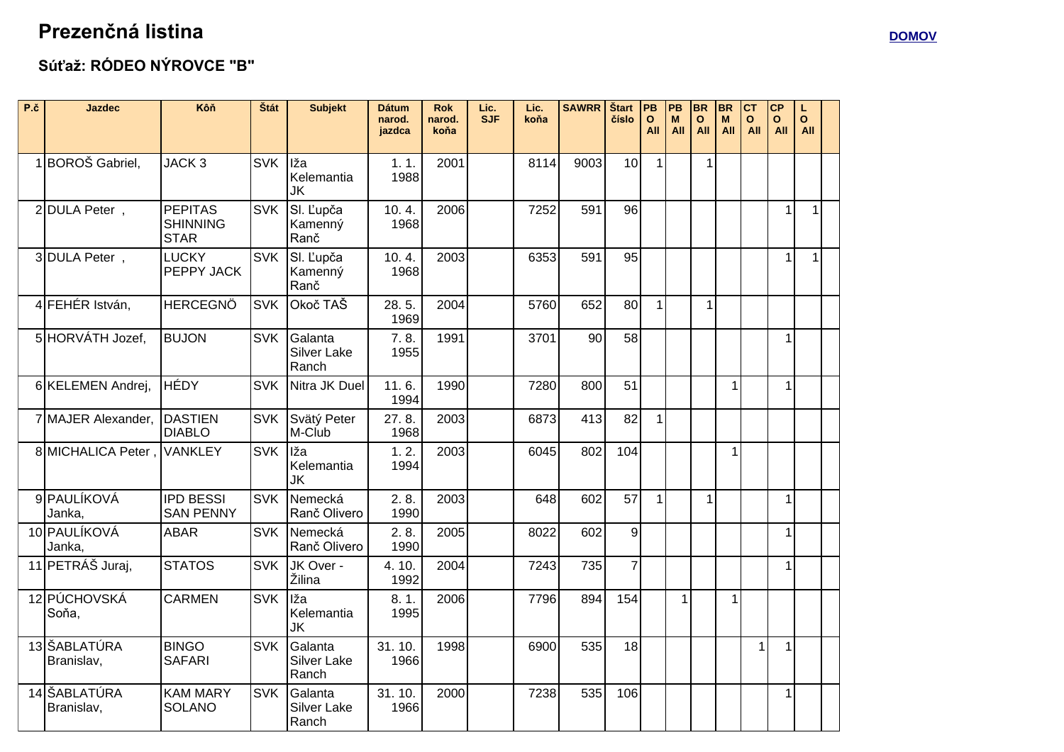# Prezenčná listina

DOMOV

## Súťaž: RÓDEO NÝROVCE "B"

| P.č | Jazdec | Kôň | Štát | Subjekt | Dátum narod. jazdca | Rok narod. koňa | Lic. SJF | Lic. koňa | SAWRR | Štart číslo | PBO All | PBM All | BRO All | BRM All | CTO All | CPO All | LO All | |
|---|---|---|---|---|---|---|---|---|---|---|---|---|---|---|---|---|---|---|
| 1 | BOROŠ Gabriel, | JACK 3 | SVK | Iža Kelemantia JK | 1. 1. 1988 | 2001 | | 8114 | 9003 | 10 | 1 | | 1 | | | | | |
| 2 | DULA Peter , | PEPITAS SHINNING STAR | SVK | Sl. Ľupča Kamenný Ranč | 10. 4. 1968 | 2006 | | 7252 | 591 | 96 | | | | | | 1 | 1 | |
| 3 | DULA Peter , | LUCKY PEPPY JACK | SVK | Sl. Ľupča Kamenný Ranč | 10. 4. 1968 | 2003 | | 6353 | 591 | 95 | | | | | | 1 | 1 | |
| 4 | FEHÉR István, | HERCEGNÖ | SVK | Okoč TAŠ | 28. 5. 1969 | 2004 | | 5760 | 652 | 80 | 1 | | 1 | | | | | |
| 5 | HORVÁTH Jozef, | BUJON | SVK | Galanta Silver Lake Ranch | 7. 8. 1955 | 1991 | | 3701 | 90 | 58 | | | | | | 1 | | |
| 6 | KELEMEN Andrej, | HÉDY | SVK | Nitra JK Duel | 11. 6. 1994 | 1990 | | 7280 | 800 | 51 | | | | 1 | | 1 | | |
| 7 | MAJER Alexander, | DASTIEN DIABLO | SVK | Svätý Peter M-Club | 27. 8. 1968 | 2003 | | 6873 | 413 | 82 | 1 | | | | | | | |
| 8 | MICHALICA Peter , | VANKLEY | SVK | Iža Kelemantia JK | 1. 2. 1994 | 2003 | | 6045 | 802 | 104 | | | | 1 | | | | |
| 9 | PAULÍKOVÁ Janka, | IPD BESSI SAN PENNY | SVK | Nemecká Ranč Olivero | 2. 8. 1990 | 2003 | | 648 | 602 | 57 | 1 | | 1 | | | 1 | | |
| 10 | PAULÍKOVÁ Janka, | ABAR | SVK | Nemecká Ranč Olivero | 2. 8. 1990 | 2005 | | 8022 | 602 | 9 | | | | | | 1 | | |
| 11 | PETRÁŠ Juraj, | STATOS | SVK | JK Over - Žilina | 4. 10. 1992 | 2004 | | 7243 | 735 | 7 | | | | | | 1 | | |
| 12 | PÚCHOVSKÁ Soňa, | CARMEN | SVK | Iža Kelemantia JK | 8. 1. 1995 | 2006 | | 7796 | 894 | 154 | | 1 | | 1 | | | | |
| 13 | ŠABLATÚRA Branislav, | BINGO SAFARI | SVK | Galanta Silver Lake Ranch | 31. 10. 1966 | 1998 | | 6900 | 535 | 18 | | | | | 1 | 1 | | |
| 14 | ŠABLATÚRA Branislav, | KAM MARY SOLANO | SVK | Galanta Silver Lake Ranch | 31. 10. 1966 | 2000 | | 7238 | 535 | 106 | | | | | | 1 | | |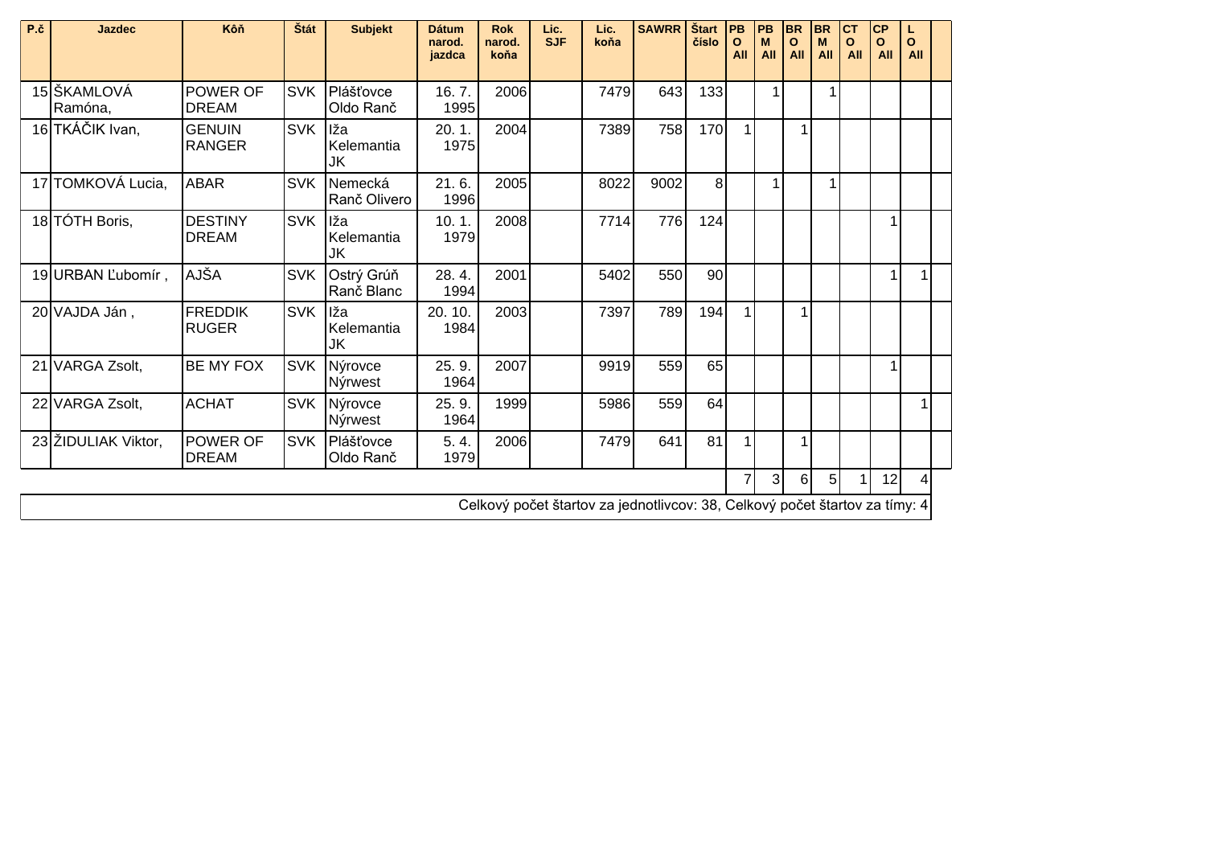| P.č | Jazdec | Kôň | Štát | Subjekt | Dátum narod. jazdca | Rok narod. koňa | Lic. SJF | Lic. koňa | SAWRR | Štart číslo | PB O All | PB M All | BR O All | BR M All | CT O All | CP O All | L O All | |
|---|---|---|---|---|---|---|---|---|---|---|---|---|---|---|---|---|---|---|
| 15 | ŠKAMLOVÁ Ramóna, | POWER OF DREAM | SVK | Plášťovce Oldo Ranč | 16. 7. 1995 | 2006 | | 7479 | 643 | 133 | | 1 | | 1 | | | | |
| 16 | TKÁČIK Ivan, | GENUIN RANGER | SVK | Iža Kelemantia JK | 20. 1. 1975 | 2004 | | 7389 | 758 | 170 | 1 | | 1 | | | | | |
| 17 | TOMKOVÁ Lucia, | ABAR | SVK | Nemecká Ranč Olivero | 21. 6. 1996 | 2005 | | 8022 | 9002 | 8 | | 1 | | 1 | | | | |
| 18 | TÓTH Boris, | DESTINY DREAM | SVK | Iža Kelemantia JK | 10. 1. 1979 | 2008 | | 7714 | 776 | 124 | | | | | | 1 | | |
| 19 | URBAN Ľubomír , | AJŠA | SVK | Ostrý Grúň Ranč Blanc | 28. 4. 1994 | 2001 | | 5402 | 550 | 90 | | | | | | 1 | 1 | |
| 20 | VAJDA Ján , | FREDDIK RUGER | SVK | Iža Kelemantia JK | 20. 10. 1984 | 2003 | | 7397 | 789 | 194 | 1 | | 1 | | | | | |
| 21 | VARGA Zsolt, | BE MY FOX | SVK | Nýrovce Nýrwest | 25. 9. 1964 | 2007 | | 9919 | 559 | 65 | | | | | | 1 | | |
| 22 | VARGA Zsolt, | ACHAT | SVK | Nýrovce Nýrwest | 25. 9. 1964 | 1999 | | 5986 | 559 | 64 | | | | | | | 1 | |
| 23 | ŽIDULIAK Viktor, | POWER OF DREAM | SVK | Plášťovce Oldo Ranč | 5. 4. 1979 | 2006 | | 7479 | 641 | 81 | 1 | | 1 | | | | | |
| | | | | | | | | | | | 7 | 3 | 6 | 5 | 1 | 12 | 4 | |

Celkový počet štartov za jednotlivcov: 38, Celkový počet štartov za tímy: 4